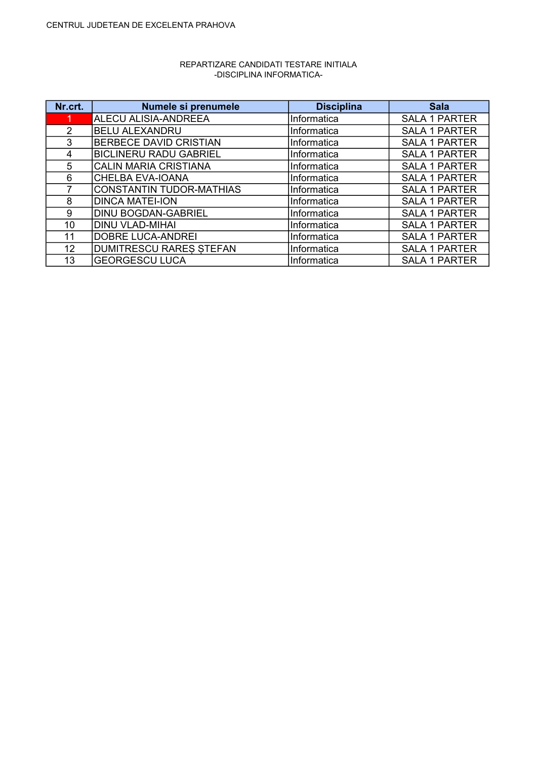CENTRUL JUDETEAN DE EXCELENTA PRAHOVA

REPARTIZARE CANDIDATI TESTARE INITIALA
-DISCIPLINA INFORMATICA-

| Nr.crt. | Numele si prenumele | Disciplina | Sala |
|---|---|---|---|
| 1 | ALECU ALISIA-ANDREEA | Informatica | SALA 1 PARTER |
| 2 | BELU ALEXANDRU | Informatica | SALA 1 PARTER |
| 3 | BERBECE DAVID CRISTIAN | Informatica | SALA 1 PARTER |
| 4 | BICLINERU RADU GABRIEL | Informatica | SALA 1 PARTER |
| 5 | CALIN MARIA CRISTIANA | Informatica | SALA 1 PARTER |
| 6 | CHELBA EVA-IOANA | Informatica | SALA 1 PARTER |
| 7 | CONSTANTIN TUDOR-MATHIAS | Informatica | SALA 1 PARTER |
| 8 | DINCA MATEI-ION | Informatica | SALA 1 PARTER |
| 9 | DINU BOGDAN-GABRIEL | Informatica | SALA 1 PARTER |
| 10 | DINU VLAD-MIHAI | Informatica | SALA 1 PARTER |
| 11 | DOBRE LUCA-ANDREI | Informatica | SALA 1 PARTER |
| 12 | DUMITRESCU RAREȘ ȘTEFAN | Informatica | SALA 1 PARTER |
| 13 | GEORGESCU LUCA | Informatica | SALA 1 PARTER |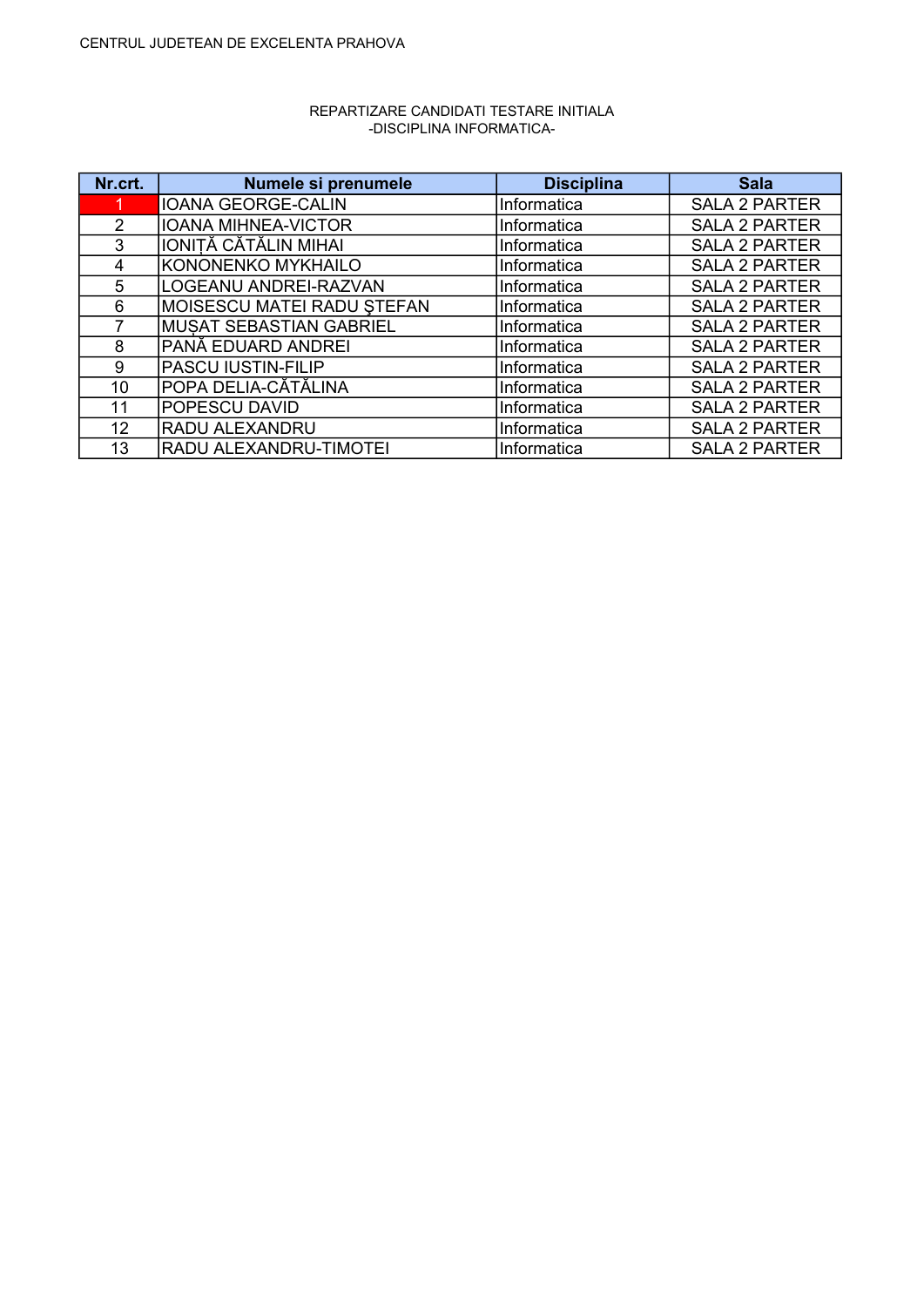CENTRUL JUDETEAN DE EXCELENTA PRAHOVA

REPARTIZARE CANDIDATI TESTARE INITIALA
-DISCIPLINA INFORMATICA-

| Nr.crt. | Numele si prenumele | Disciplina | Sala |
|---|---|---|---|
| 1 | IOANA GEORGE-CALIN | Informatica | SALA 2 PARTER |
| 2 | IOANA MIHNEA-VICTOR | Informatica | SALA 2 PARTER |
| 3 | IONIȚĂ CĂTĂLIN MIHAI | Informatica | SALA 2 PARTER |
| 4 | KONONENKO MYKHAILO | Informatica | SALA 2 PARTER |
| 5 | LOGEANU ANDREI-RAZVAN | Informatica | SALA 2 PARTER |
| 6 | MOISESCU MATEI RADU ŞTEFAN | Informatica | SALA 2 PARTER |
| 7 | MUȘAT SEBASTIAN GABRIEL | Informatica | SALA 2 PARTER |
| 8 | PANĂ EDUARD ANDREI | Informatica | SALA 2 PARTER |
| 9 | PASCU IUSTIN-FILIP | Informatica | SALA 2 PARTER |
| 10 | POPA DELIA-CĂTĂLINA | Informatica | SALA 2 PARTER |
| 11 | POPESCU DAVID | Informatica | SALA 2 PARTER |
| 12 | RADU ALEXANDRU | Informatica | SALA 2 PARTER |
| 13 | RADU ALEXANDRU-TIMOTEI | Informatica | SALA 2 PARTER |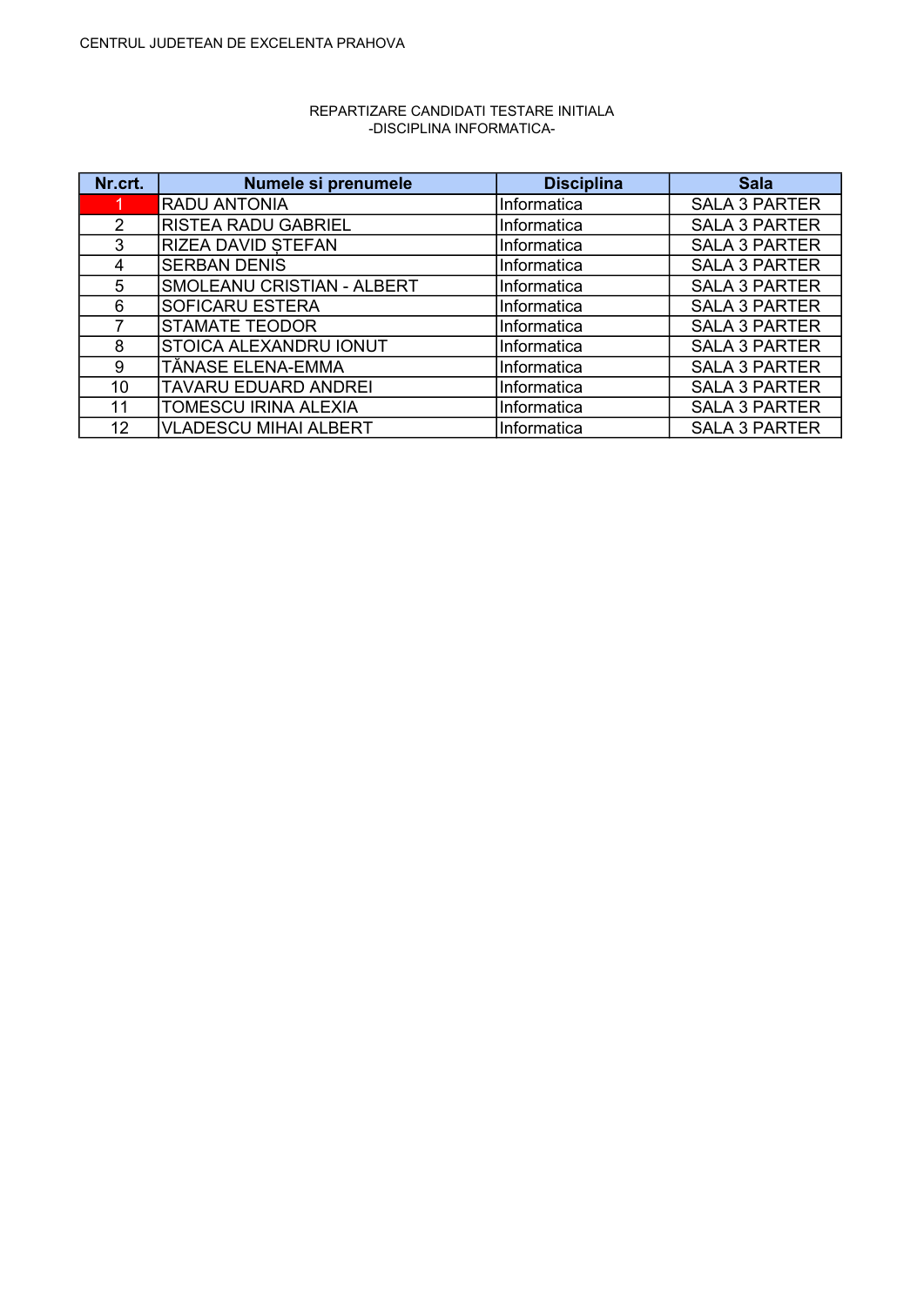CENTRUL JUDETEAN DE EXCELENTA PRAHOVA

REPARTIZARE CANDIDATI TESTARE INITIALA
-DISCIPLINA INFORMATICA-

| Nr.crt. | Numele si prenumele | Disciplina | Sala |
|---|---|---|---|
| 1 | RADU ANTONIA | Informatica | SALA 3 PARTER |
| 2 | RISTEA RADU GABRIEL | Informatica | SALA 3 PARTER |
| 3 | RIZEA DAVID ȘTEFAN | Informatica | SALA 3 PARTER |
| 4 | SERBAN DENIS | Informatica | SALA 3 PARTER |
| 5 | SMOLEANU CRISTIAN - ALBERT | Informatica | SALA 3 PARTER |
| 6 | SOFICARU ESTERA | Informatica | SALA 3 PARTER |
| 7 | STAMATE TEODOR | Informatica | SALA 3 PARTER |
| 8 | STOICA ALEXANDRU IONUT | Informatica | SALA 3 PARTER |
| 9 | TĂNASE ELENA-EMMA | Informatica | SALA 3 PARTER |
| 10 | TAVARU EDUARD ANDREI | Informatica | SALA 3 PARTER |
| 11 | TOMESCU IRINA ALEXIA | Informatica | SALA 3 PARTER |
| 12 | VLADESCU MIHAI ALBERT | Informatica | SALA 3 PARTER |